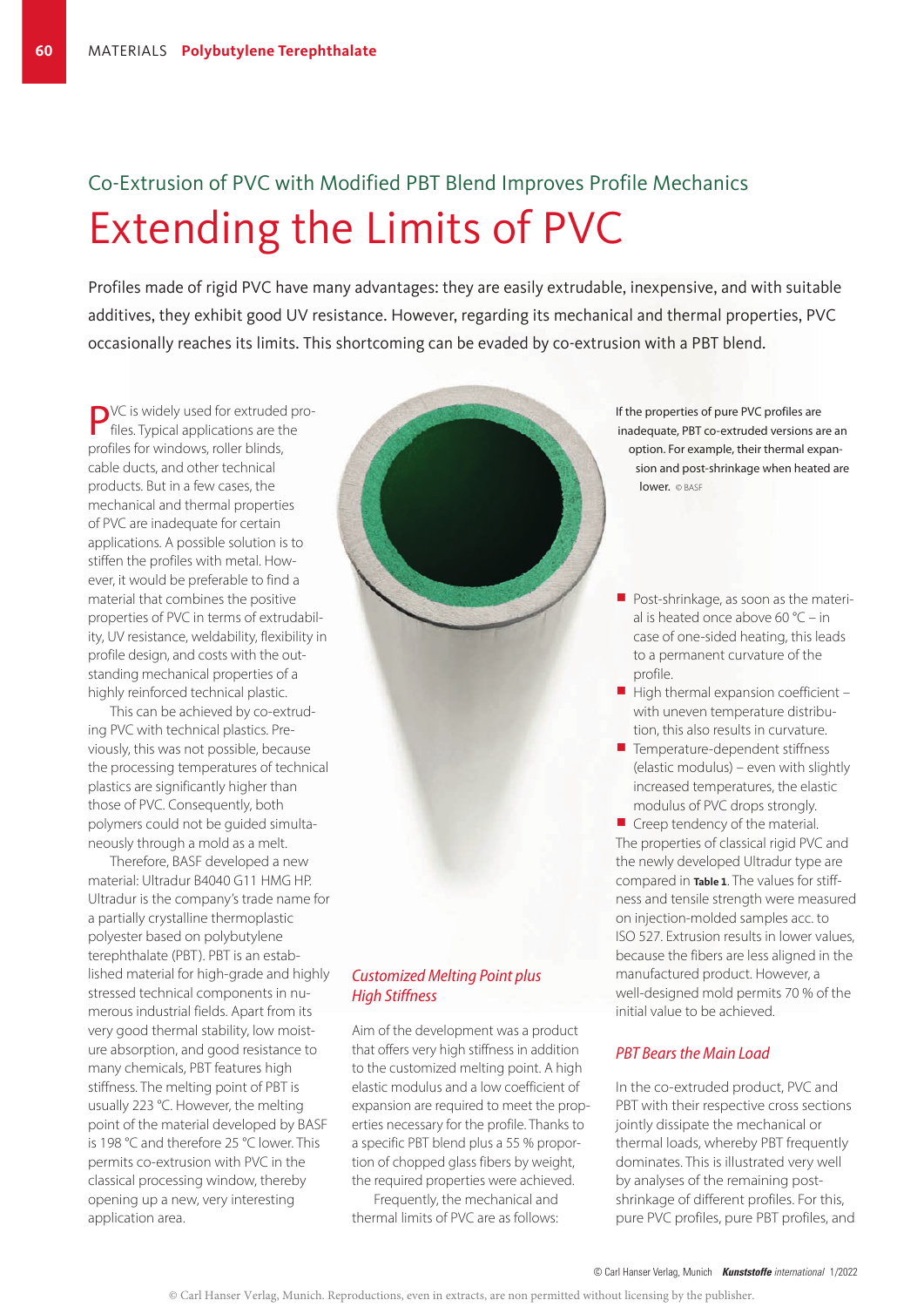Co-Extrusion of PVC with Modified PBT Blend Improves Profile Mechanics

# Extending the Limits of PVC

Profiles made of rigid PVC have many advantages: they are easily extrudable, inexpensive, and with suitable additives, they exhibit good UV resistance. However, regarding its mechanical and thermal properties, PVC occasionally reaches its limits. This shortcoming can be evaded by co-extrusion with a PBT blend.

PVC is widely used for extruded profiles. Typical applications are the profiles for windows, roller blinds, cable ducts, and other technical products. But in a few cases, the mechanical and thermal properties of PVC are inadequate for certain applications. A possible solution is to stiffen the profiles with metal. However, it would be preferable to find a material that combines the positive properties of PVC in terms of extrudability, UV resistance, weldability, flexibility in profile design, and costs with the outstanding mechanical properties of a highly reinforced technical plastic.

This can be achieved by co-extruding PVC with technical plastics. Previously, this was not possible, because the processing temperatures of technical plastics are significantly higher than those of PVC. Consequently, both polymers could not be guided simultaneously through a mold as a melt.

Therefore, BASF developed a new material: Ultradur B4040 G11 HMG HP. Ultradur is the company's trade name for a partially crystalline thermoplastic polyester based on polybutylene terephthalate (PBT). PBT is an established material for high-grade and highly stressed technical components in numerous industrial fields. Apart from its very good thermal stability, low moisture absorption, and good resistance to many chemicals, PBT features high stiffness. The melting point of PBT is usually 223 °C. However, the melting point of the material developed by BASF is 198 °C and therefore 25 °C lower. This permits co-extrusion with PVC in the classical processing window, thereby opening up a new, very interesting application area.

If the properties of pure PVC profiles are inadequate, PBT co-extruded versions are an option. For example, their thermal expansion and post-shrinkage when heated are lower. © BASF

## *Customized Melting Point plus High Stiffness*

Aim of the development was a product that offers very high stiffness in addition to the customized melting point. A high elastic modulus and a low coefficient of expansion are required to meet the properties necessary for the profile. Thanks to a specific PBT blend plus a 55 % proportion of chopped glass fibers by weight, the required properties were achieved.

Frequently, the mechanical and thermal limits of PVC are as follows:

- Post-shrinkage, as soon as the material is heated once above 60 °C – in case of one-sided heating, this leads to a permanent curvature of the profile.
- High thermal expansion coefficient – with uneven temperature distribution, this also results in curvature.
- Temperature-dependent stiffness (elastic modulus) – even with slightly increased temperatures, the elastic modulus of PVC drops strongly.
- Creep tendency of the material.

The properties of classical rigid PVC and the newly developed Ultradur type are compared in **Table 1**. The values for stiffness and tensile strength were measured on injection-molded samples acc. to ISO 527. Extrusion results in lower values, because the fibers are less aligned in the manufactured product. However, a well-designed mold permits 70 % of the initial value to be achieved.

## *PBT Bears the Main Load*

In the co-extruded product, PVC and PBT with their respective cross sections jointly dissipate the mechanical or thermal loads, whereby PBT frequently dominates. This is illustrated very well by analyses of the remaining post-shrinkage of different profiles. For this, pure PVC profiles, pure PBT profiles, and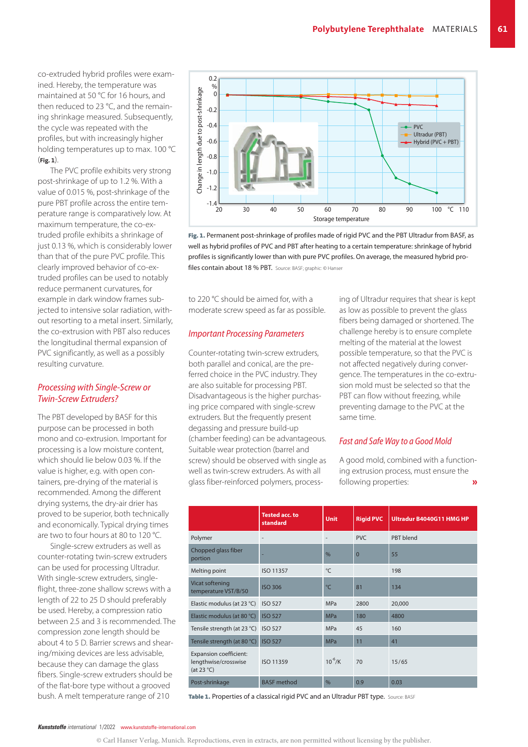co-extruded hybrid profiles were examined. Hereby, the temperature was maintained at 50 °C for 16 hours, and then reduced to 23 °C, and the remaining shrinkage measured. Subsequently, the cycle was repeated with the profiles, but with increasingly higher holding temperatures up to max. 100 °C (**Fig. 1**).

The PVC profile exhibits very strong post-shrinkage of up to 1.2 %. With a value of 0.015 %, post-shrinkage of the pure PBT profile across the entire temperature range is comparatively low. At maximum temperature, the co-extruded profile exhibits a shrinkage of just 0.13 %, which is considerably lower than that of the pure PVC profile. This clearly improved behavior of co-extruded profiles can be used to notably reduce permanent curvatures, for example in dark window frames subjected to intensive solar radiation, without resorting to a metal insert. Similarly, the co-extrusion with PBT also reduces the longitudinal thermal expansion of PVC significantly, as well as a possibly resulting curvature.

**Fig. 1.** Permanent post-shrinkage of profiles made of rigid PVC and the PBT Ultradur from BASF, as well as hybrid profiles of PVC and PBT after heating to a certain temperature: shrinkage of hybrid profiles is significantly lower than with pure PVC profiles. On average, the measured hybrid profiles contain about 18 % PBT. Source: BASF; graphic: © Hanser

## *Processing with Single-Screw or Twin-Screw Extruders?*

The PBT developed by BASF for this purpose can be processed in both mono and co-extrusion. Important for processing is a low moisture content, which should lie below 0.03 %. If the value is higher, e.g. with open containers, pre-drying of the material is recommended. Among the different drying systems, the dry-air drier has proved to be superior, both technically and economically. Typical drying times are two to four hours at 80 to 120 °C.

Single-screw extruders as well as counter-rotating twin-screw extruders can be used for processing Ultradur. With single-screw extruders, single-flight, three-zone shallow screws with a length of 22 to 25 D should preferably be used. Hereby, a compression ratio between 2.5 and 3 is recommended. The compression zone length should be about 4 to 5 D. Barrier screws and shearing/mixing devices are less advisable, because they can damage the glass fibers. Single-screw extruders should be of the flat-bore type without a grooved bush. A melt temperature range of 210 to 220 °C should be aimed for, with a moderate screw speed as far as possible.

## *Important Processing Parameters*

Counter-rotating twin-screw extruders, both parallel and conical, are the preferred choice in the PVC industry. They are also suitable for processing PBT. Disadvantageous is the higher purchasing price compared with single-screw extruders. But the frequently present degassing and pressure build-up (chamber feeding) can be advantageous. Suitable wear protection (barrel and screw) should be observed with single as well as twin-screw extruders. As with all glass fiber-reinforced polymers, processing of Ultradur requires that shear is kept as low as possible to prevent the glass fibers being damaged or shortened. The challenge hereby is to ensure complete melting of the material at the lowest possible temperature, so that the PVC is not affected negatively during convergence. The temperatures in the co-extrusion mold must be selected so that the PBT can flow without freezing, while preventing damage to the PVC at the same time.

## *Fast and Safe Way to a Good Mold*

A good mold, combined with a functioning extrusion process, must ensure the following properties: »

| | Tested acc. to standard | Unit | Rigid PVC | Ultradur B4040G11 HMG HP |
|---|---|---|---|---|
| Polymer | - | - | PVC | PBT blend |
| Chopped glass fiber portion | - | % | 0 | 55 |
| Melting point | ISO 11357 | °C | | 198 |
| Vicat softening temperature VST/B/50 | ISO 306 | °C | 81 | 134 |
| Elastic modulus (at 23 °C) | ISO 527 | MPa | 2800 | 20,000 |
| Elastic modulus (at 80 °C) | ISO 527 | MPa | 180 | 4800 |
| Tensile strength (at 23 °C) | ISO 527 | MPa | 45 | 160 |
| Tensile strength (at 80 °C) | ISO 527 | MPa | 11 | 41 |
| Expansion coefficient: lengthwise/crosswise (at 23 °C) | ISO 11359 | $10^{-6}$/K | 70 | 15/65 |
| Post-shrinkage | BASF method | % | 0.9 | 0.03 |

**Table 1.** Properties of a classical rigid PVC and an Ultradur PBT type. Source: BASF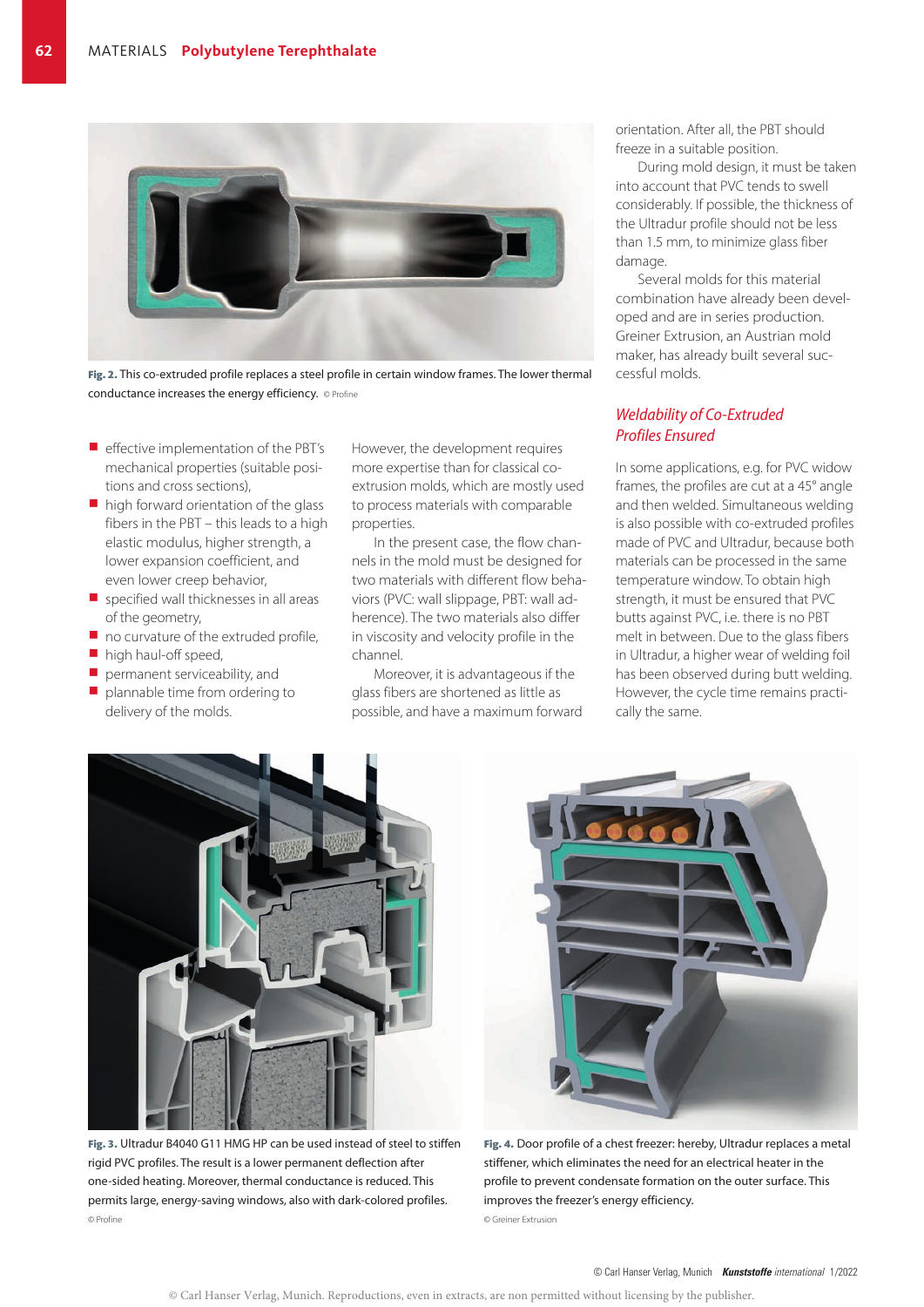Fig. 2. This co-extruded profile replaces a steel profile in certain window frames. The lower thermal conductance increases the energy efficiency. © Profine

- effective implementation of the PBT's mechanical properties (suitable positions and cross sections),
- high forward orientation of the glass fibers in the PBT – this leads to a high elastic modulus, higher strength, a lower expansion coefficient, and even lower creep behavior,
- specified wall thicknesses in all areas of the geometry,
- no curvature of the extruded profile,
- high haul-off speed,
- permanent serviceability, and
- plannable time from ordering to delivery of the molds.

However, the development requires more expertise than for classical co-extrusion molds, which are mostly used to process materials with comparable properties.

In the present case, the flow channels in the mold must be designed for two materials with different flow behaviors (PVC: wall slippage, PBT: wall adherence). The two materials also differ in viscosity and velocity profile in the channel.

Moreover, it is advantageous if the glass fibers are shortened as little as possible, and have a maximum forward orientation. After all, the PBT should freeze in a suitable position.

During mold design, it must be taken into account that PVC tends to swell considerably. If possible, the thickness of the Ultradur profile should not be less than 1.5 mm, to minimize glass fiber damage.

Several molds for this material combination have already been developed and are in series production. Greiner Extrusion, an Austrian mold maker, has already built several successful molds.

## *Weldability of Co-Extruded Profiles Ensured*

In some applications, e.g. for PVC widow frames, the profiles are cut at a 45° angle and then welded. Simultaneous welding is also possible with co-extruded profiles made of PVC and Ultradur, because both materials can be processed in the same temperature window. To obtain high strength, it must be ensured that PVC butts against PVC, i.e. there is no PBT melt in between. Due to the glass fibers in Ultradur, a higher wear of welding foil has been observed during butt welding. However, the cycle time remains practically the same.

Fig. 3. Ultradur B4040 G11 HMG HP can be used instead of steel to stiffen rigid PVC profiles. The result is a lower permanent deflection after one-sided heating. Moreover, thermal conductance is reduced. This permits large, energy-saving windows, also with dark-colored profiles. © Profine

Fig. 4. Door profile of a chest freezer: hereby, Ultradur replaces a metal stiffener, which eliminates the need for an electrical heater in the profile to prevent condensate formation on the outer surface. This improves the freezer's energy efficiency. © Greiner Extrusion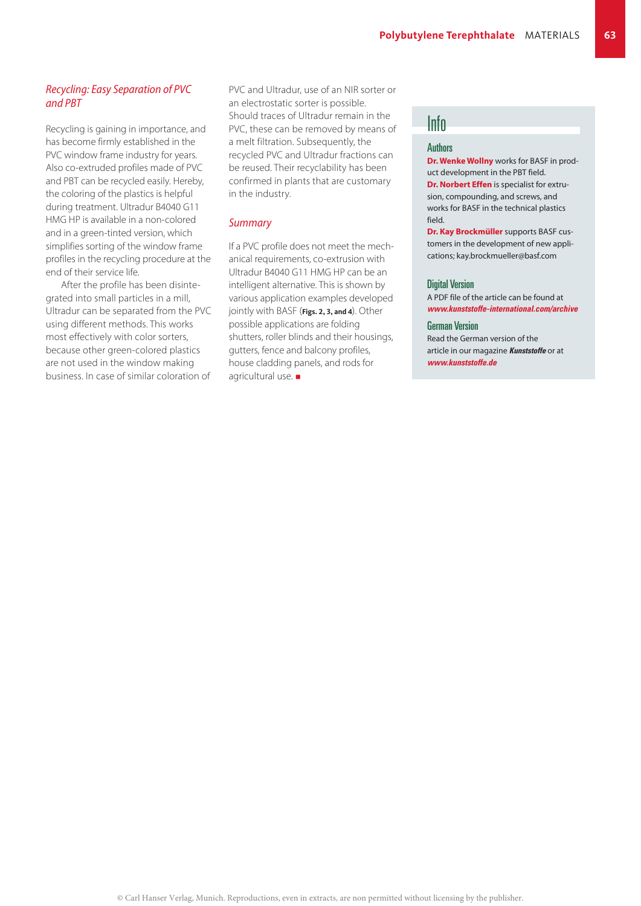### *Recycling: Easy Separation of PVC and PBT*

Recycling is gaining in importance, and has become firmly established in the PVC window frame industry for years. Also co-extruded profiles made of PVC and PBT can be recycled easily. Hereby, the coloring of the plastics is helpful during treatment. Ultradur B4040 G11 HMG HP is available in a non-colored and in a green-tinted version, which simplifies sorting of the window frame profiles in the recycling procedure at the end of their service life.

After the profile has been disintegrated into small particles in a mill, Ultradur can be separated from the PVC using different methods. This works most effectively with color sorters, because other green-colored plastics are not used in the window making business. In case of similar coloration of PVC and Ultradur, use of an NIR sorter or an electrostatic sorter is possible. Should traces of Ultradur remain in the PVC, these can be removed by means of a melt filtration. Subsequently, the recycled PVC and Ultradur fractions can be reused. Their recyclability has been confirmed in plants that are customary in the industry.

### *Summary*

If a PVC profile does not meet the mechanical requirements, co-extrusion with Ultradur B4040 G11 HMG HP can be an intelligent alternative. This is shown by various application examples developed jointly with BASF (**Figs. 2, 3, and 4**). Other possible applications are folding shutters, roller blinds and their housings, gutters, fence and balcony profiles, house cladding panels, and rods for agricultural use. ■

## Info

### Authors

**Dr. Wenke Wollny** works for BASF in product development in the PBT field.
**Dr. Norbert Effen** is specialist for extrusion, compounding, and screws, and works for BASF in the technical plastics field.
**Dr. Kay Brockmüller** supports BASF customers in the development of new applications; kay.brockmueller@basf.com

### Digital Version

A PDF file of the article can be found at ***www.kunststoffe-international.com/archive***

### German Version

Read the German version of the article in our magazine ***Kunststoffe*** or at ***www.kunststoffe.de***

© Carl Hanser Verlag, Munich. Reproductions, even in extracts, are non permitted without licensing by the publisher.